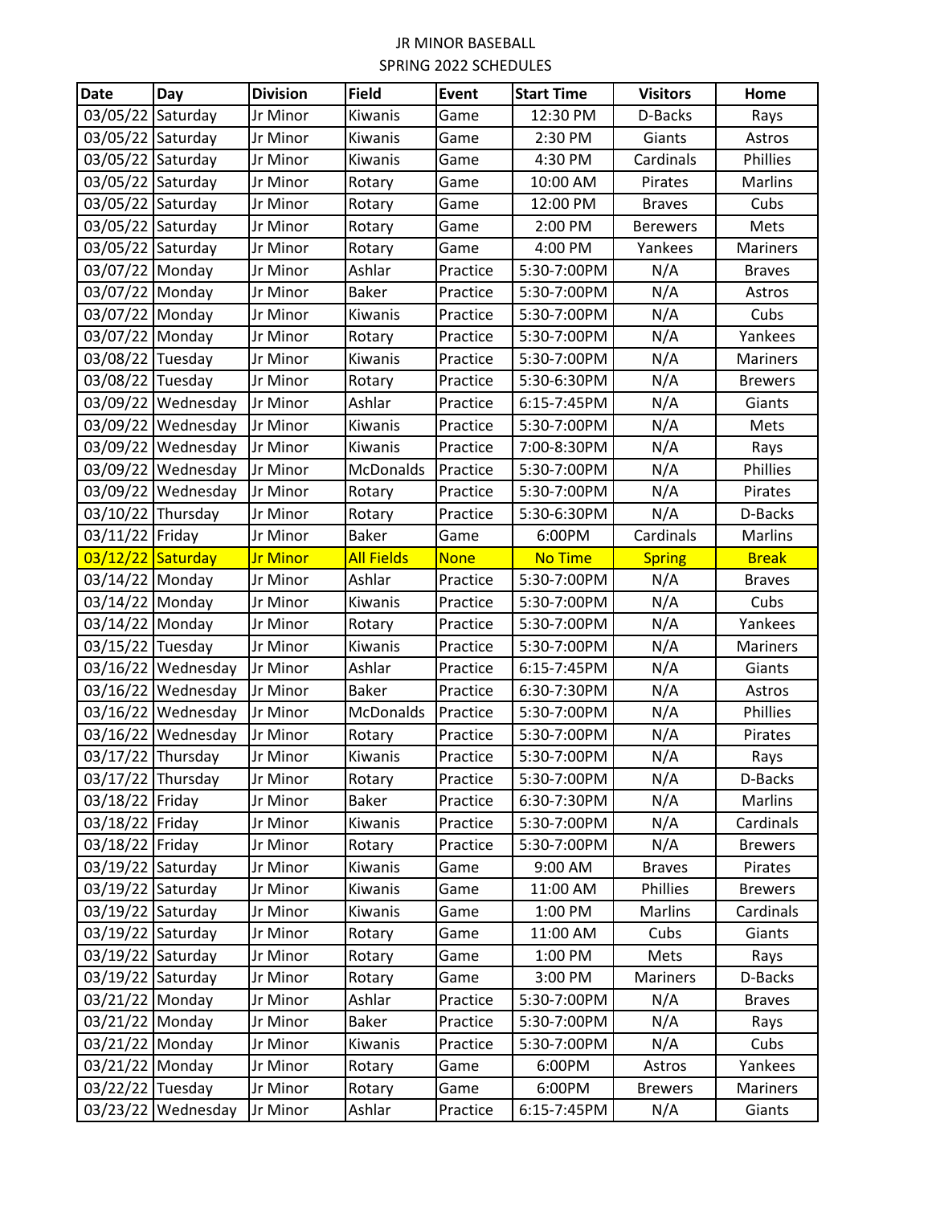JR MINOR BASEBALL

SPRING 2022 SCHEDULES

| Date | Day | Division | Field | Event | Start Time | Visitors | Home |
|---|---|---|---|---|---|---|---|
| 03/05/22 | Saturday | Jr Minor | Kiwanis | Game | 12:30 PM | D-Backs | Rays |
| 03/05/22 | Saturday | Jr Minor | Kiwanis | Game | 2:30 PM | Giants | Astros |
| 03/05/22 | Saturday | Jr Minor | Kiwanis | Game | 4:30 PM | Cardinals | Phillies |
| 03/05/22 | Saturday | Jr Minor | Rotary | Game | 10:00 AM | Pirates | Marlins |
| 03/05/22 | Saturday | Jr Minor | Rotary | Game | 12:00 PM | Braves | Cubs |
| 03/05/22 | Saturday | Jr Minor | Rotary | Game | 2:00 PM | Berewers | Mets |
| 03/05/22 | Saturday | Jr Minor | Rotary | Game | 4:00 PM | Yankees | Mariners |
| 03/07/22 | Monday | Jr Minor | Ashlar | Practice | 5:30-7:00PM | N/A | Braves |
| 03/07/22 | Monday | Jr Minor | Baker | Practice | 5:30-7:00PM | N/A | Astros |
| 03/07/22 | Monday | Jr Minor | Kiwanis | Practice | 5:30-7:00PM | N/A | Cubs |
| 03/07/22 | Monday | Jr Minor | Rotary | Practice | 5:30-7:00PM | N/A | Yankees |
| 03/08/22 | Tuesday | Jr Minor | Kiwanis | Practice | 5:30-7:00PM | N/A | Mariners |
| 03/08/22 | Tuesday | Jr Minor | Rotary | Practice | 5:30-6:30PM | N/A | Brewers |
| 03/09/22 | Wednesday | Jr Minor | Ashlar | Practice | 6:15-7:45PM | N/A | Giants |
| 03/09/22 | Wednesday | Jr Minor | Kiwanis | Practice | 5:30-7:00PM | N/A | Mets |
| 03/09/22 | Wednesday | Jr Minor | Kiwanis | Practice | 7:00-8:30PM | N/A | Rays |
| 03/09/22 | Wednesday | Jr Minor | McDonalds | Practice | 5:30-7:00PM | N/A | Phillies |
| 03/09/22 | Wednesday | Jr Minor | Rotary | Practice | 5:30-7:00PM | N/A | Pirates |
| 03/10/22 | Thursday | Jr Minor | Rotary | Practice | 5:30-6:30PM | N/A | D-Backs |
| 03/11/22 | Friday | Jr Minor | Baker | Game | 6:00PM | Cardinals | Marlins |
| 03/12/22 | Saturday | Jr Minor | All Fields | None | No Time | Spring | Break |
| 03/14/22 | Monday | Jr Minor | Ashlar | Practice | 5:30-7:00PM | N/A | Braves |
| 03/14/22 | Monday | Jr Minor | Kiwanis | Practice | 5:30-7:00PM | N/A | Cubs |
| 03/14/22 | Monday | Jr Minor | Rotary | Practice | 5:30-7:00PM | N/A | Yankees |
| 03/15/22 | Tuesday | Jr Minor | Kiwanis | Practice | 5:30-7:00PM | N/A | Mariners |
| 03/16/22 | Wednesday | Jr Minor | Ashlar | Practice | 6:15-7:45PM | N/A | Giants |
| 03/16/22 | Wednesday | Jr Minor | Baker | Practice | 6:30-7:30PM | N/A | Astros |
| 03/16/22 | Wednesday | Jr Minor | McDonalds | Practice | 5:30-7:00PM | N/A | Phillies |
| 03/16/22 | Wednesday | Jr Minor | Rotary | Practice | 5:30-7:00PM | N/A | Pirates |
| 03/17/22 | Thursday | Jr Minor | Kiwanis | Practice | 5:30-7:00PM | N/A | Rays |
| 03/17/22 | Thursday | Jr Minor | Rotary | Practice | 5:30-7:00PM | N/A | D-Backs |
| 03/18/22 | Friday | Jr Minor | Baker | Practice | 6:30-7:30PM | N/A | Marlins |
| 03/18/22 | Friday | Jr Minor | Kiwanis | Practice | 5:30-7:00PM | N/A | Cardinals |
| 03/18/22 | Friday | Jr Minor | Rotary | Practice | 5:30-7:00PM | N/A | Brewers |
| 03/19/22 | Saturday | Jr Minor | Kiwanis | Game | 9:00 AM | Braves | Pirates |
| 03/19/22 | Saturday | Jr Minor | Kiwanis | Game | 11:00 AM | Phillies | Brewers |
| 03/19/22 | Saturday | Jr Minor | Kiwanis | Game | 1:00 PM | Marlins | Cardinals |
| 03/19/22 | Saturday | Jr Minor | Rotary | Game | 11:00 AM | Cubs | Giants |
| 03/19/22 | Saturday | Jr Minor | Rotary | Game | 1:00 PM | Mets | Rays |
| 03/19/22 | Saturday | Jr Minor | Rotary | Game | 3:00 PM | Mariners | D-Backs |
| 03/21/22 | Monday | Jr Minor | Ashlar | Practice | 5:30-7:00PM | N/A | Braves |
| 03/21/22 | Monday | Jr Minor | Baker | Practice | 5:30-7:00PM | N/A | Rays |
| 03/21/22 | Monday | Jr Minor | Kiwanis | Practice | 5:30-7:00PM | N/A | Cubs |
| 03/21/22 | Monday | Jr Minor | Rotary | Game | 6:00PM | Astros | Yankees |
| 03/22/22 | Tuesday | Jr Minor | Rotary | Game | 6:00PM | Brewers | Mariners |
| 03/23/22 | Wednesday | Jr Minor | Ashlar | Practice | 6:15-7:45PM | N/A | Giants |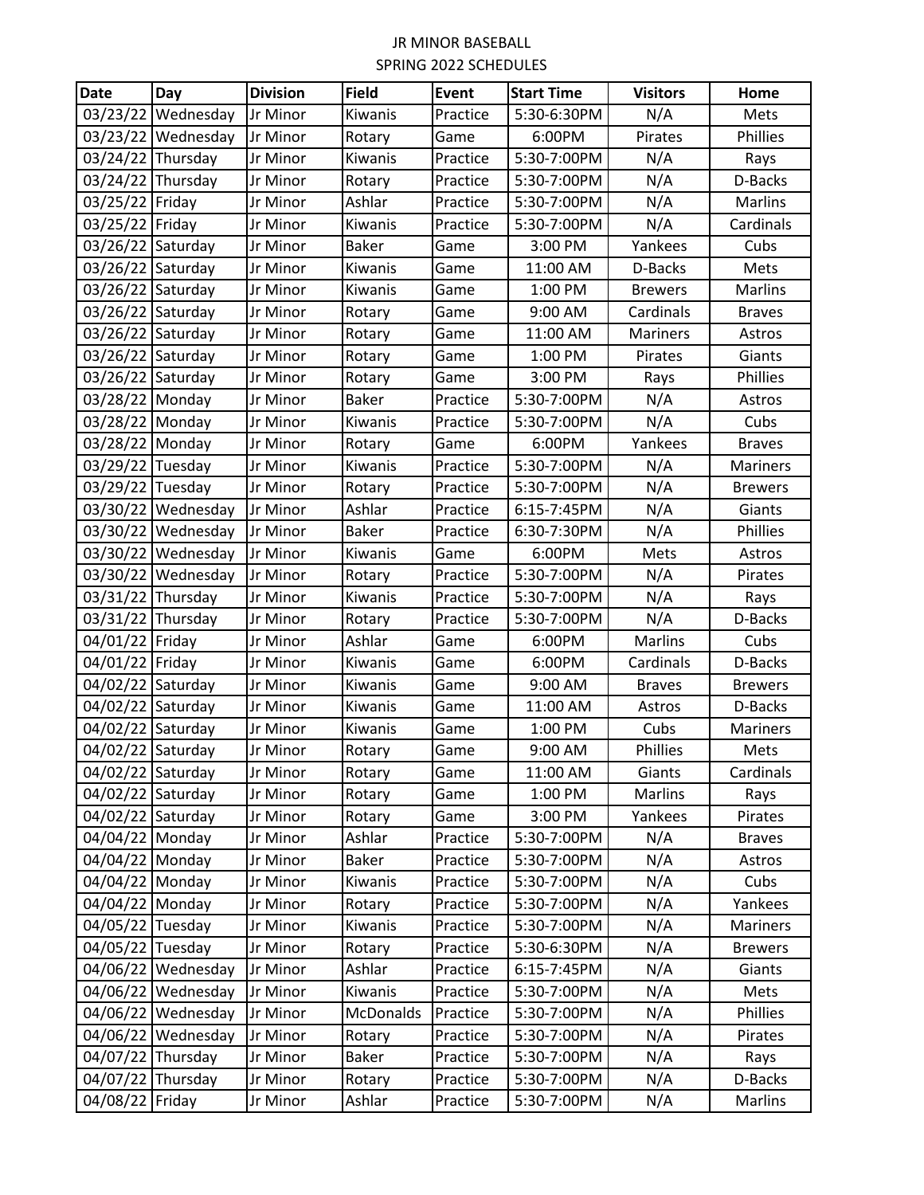# JR MINOR BASEBALL

## SPRING 2022 SCHEDULES

| Date | Day | Division | Field | Event | Start Time | Visitors | Home |
|---|---|---|---|---|---|---|---|
| 03/23/22 | Wednesday | Jr Minor | Kiwanis | Practice | 5:30-6:30PM | N/A | Mets |
| 03/23/22 | Wednesday | Jr Minor | Rotary | Game | 6:00PM | Pirates | Phillies |
| 03/24/22 | Thursday | Jr Minor | Kiwanis | Practice | 5:30-7:00PM | N/A | Rays |
| 03/24/22 | Thursday | Jr Minor | Rotary | Practice | 5:30-7:00PM | N/A | D-Backs |
| 03/25/22 | Friday | Jr Minor | Ashlar | Practice | 5:30-7:00PM | N/A | Marlins |
| 03/25/22 | Friday | Jr Minor | Kiwanis | Practice | 5:30-7:00PM | N/A | Cardinals |
| 03/26/22 | Saturday | Jr Minor | Baker | Game | 3:00 PM | Yankees | Cubs |
| 03/26/22 | Saturday | Jr Minor | Kiwanis | Game | 11:00 AM | D-Backs | Mets |
| 03/26/22 | Saturday | Jr Minor | Kiwanis | Game | 1:00 PM | Brewers | Marlins |
| 03/26/22 | Saturday | Jr Minor | Rotary | Game | 9:00 AM | Cardinals | Braves |
| 03/26/22 | Saturday | Jr Minor | Rotary | Game | 11:00 AM | Mariners | Astros |
| 03/26/22 | Saturday | Jr Minor | Rotary | Game | 1:00 PM | Pirates | Giants |
| 03/26/22 | Saturday | Jr Minor | Rotary | Game | 3:00 PM | Rays | Phillies |
| 03/28/22 | Monday | Jr Minor | Baker | Practice | 5:30-7:00PM | N/A | Astros |
| 03/28/22 | Monday | Jr Minor | Kiwanis | Practice | 5:30-7:00PM | N/A | Cubs |
| 03/28/22 | Monday | Jr Minor | Rotary | Game | 6:00PM | Yankees | Braves |
| 03/29/22 | Tuesday | Jr Minor | Kiwanis | Practice | 5:30-7:00PM | N/A | Mariners |
| 03/29/22 | Tuesday | Jr Minor | Rotary | Practice | 5:30-7:00PM | N/A | Brewers |
| 03/30/22 | Wednesday | Jr Minor | Ashlar | Practice | 6:15-7:45PM | N/A | Giants |
| 03/30/22 | Wednesday | Jr Minor | Baker | Practice | 6:30-7:30PM | N/A | Phillies |
| 03/30/22 | Wednesday | Jr Minor | Kiwanis | Game | 6:00PM | Mets | Astros |
| 03/30/22 | Wednesday | Jr Minor | Rotary | Practice | 5:30-7:00PM | N/A | Pirates |
| 03/31/22 | Thursday | Jr Minor | Kiwanis | Practice | 5:30-7:00PM | N/A | Rays |
| 03/31/22 | Thursday | Jr Minor | Rotary | Practice | 5:30-7:00PM | N/A | D-Backs |
| 04/01/22 | Friday | Jr Minor | Ashlar | Game | 6:00PM | Marlins | Cubs |
| 04/01/22 | Friday | Jr Minor | Kiwanis | Game | 6:00PM | Cardinals | D-Backs |
| 04/02/22 | Saturday | Jr Minor | Kiwanis | Game | 9:00 AM | Braves | Brewers |
| 04/02/22 | Saturday | Jr Minor | Kiwanis | Game | 11:00 AM | Astros | D-Backs |
| 04/02/22 | Saturday | Jr Minor | Kiwanis | Game | 1:00 PM | Cubs | Mariners |
| 04/02/22 | Saturday | Jr Minor | Rotary | Game | 9:00 AM | Phillies | Mets |
| 04/02/22 | Saturday | Jr Minor | Rotary | Game | 11:00 AM | Giants | Cardinals |
| 04/02/22 | Saturday | Jr Minor | Rotary | Game | 1:00 PM | Marlins | Rays |
| 04/02/22 | Saturday | Jr Minor | Rotary | Game | 3:00 PM | Yankees | Pirates |
| 04/04/22 | Monday | Jr Minor | Ashlar | Practice | 5:30-7:00PM | N/A | Braves |
| 04/04/22 | Monday | Jr Minor | Baker | Practice | 5:30-7:00PM | N/A | Astros |
| 04/04/22 | Monday | Jr Minor | Kiwanis | Practice | 5:30-7:00PM | N/A | Cubs |
| 04/04/22 | Monday | Jr Minor | Rotary | Practice | 5:30-7:00PM | N/A | Yankees |
| 04/05/22 | Tuesday | Jr Minor | Kiwanis | Practice | 5:30-7:00PM | N/A | Mariners |
| 04/05/22 | Tuesday | Jr Minor | Rotary | Practice | 5:30-6:30PM | N/A | Brewers |
| 04/06/22 | Wednesday | Jr Minor | Ashlar | Practice | 6:15-7:45PM | N/A | Giants |
| 04/06/22 | Wednesday | Jr Minor | Kiwanis | Practice | 5:30-7:00PM | N/A | Mets |
| 04/06/22 | Wednesday | Jr Minor | McDonalds | Practice | 5:30-7:00PM | N/A | Phillies |
| 04/06/22 | Wednesday | Jr Minor | Rotary | Practice | 5:30-7:00PM | N/A | Pirates |
| 04/07/22 | Thursday | Jr Minor | Baker | Practice | 5:30-7:00PM | N/A | Rays |
| 04/07/22 | Thursday | Jr Minor | Rotary | Practice | 5:30-7:00PM | N/A | D-Backs |
| 04/08/22 | Friday | Jr Minor | Ashlar | Practice | 5:30-7:00PM | N/A | Marlins |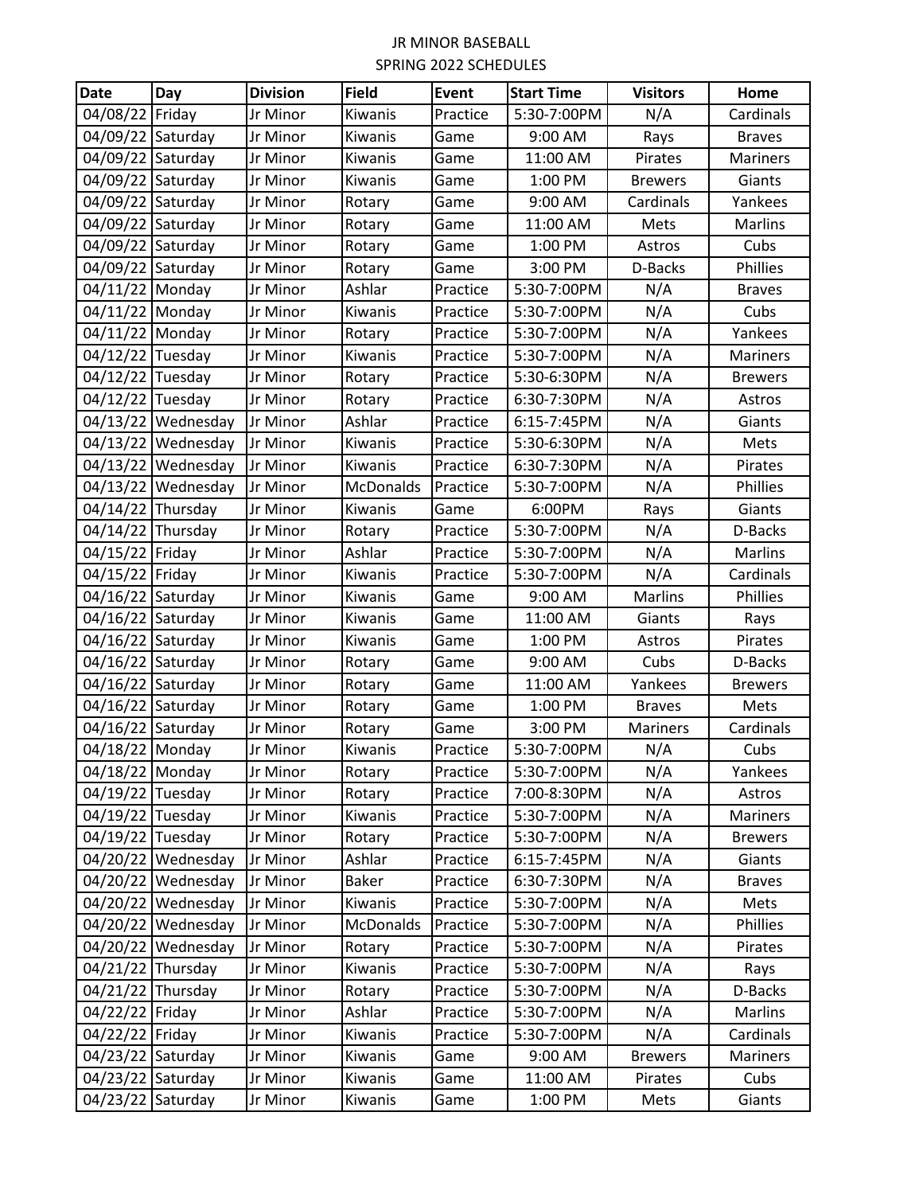JR MINOR BASEBALL

SPRING 2022 SCHEDULES

| Date | Day | Division | Field | Event | Start Time | Visitors | Home |
|---|---|---|---|---|---|---|---|
| 04/08/22 | Friday | Jr Minor | Kiwanis | Practice | 5:30-7:00PM | N/A | Cardinals |
| 04/09/22 | Saturday | Jr Minor | Kiwanis | Game | 9:00 AM | Rays | Braves |
| 04/09/22 | Saturday | Jr Minor | Kiwanis | Game | 11:00 AM | Pirates | Mariners |
| 04/09/22 | Saturday | Jr Minor | Kiwanis | Game | 1:00 PM | Brewers | Giants |
| 04/09/22 | Saturday | Jr Minor | Rotary | Game | 9:00 AM | Cardinals | Yankees |
| 04/09/22 | Saturday | Jr Minor | Rotary | Game | 11:00 AM | Mets | Marlins |
| 04/09/22 | Saturday | Jr Minor | Rotary | Game | 1:00 PM | Astros | Cubs |
| 04/09/22 | Saturday | Jr Minor | Rotary | Game | 3:00 PM | D-Backs | Phillies |
| 04/11/22 | Monday | Jr Minor | Ashlar | Practice | 5:30-7:00PM | N/A | Braves |
| 04/11/22 | Monday | Jr Minor | Kiwanis | Practice | 5:30-7:00PM | N/A | Cubs |
| 04/11/22 | Monday | Jr Minor | Rotary | Practice | 5:30-7:00PM | N/A | Yankees |
| 04/12/22 | Tuesday | Jr Minor | Kiwanis | Practice | 5:30-7:00PM | N/A | Mariners |
| 04/12/22 | Tuesday | Jr Minor | Rotary | Practice | 5:30-6:30PM | N/A | Brewers |
| 04/12/22 | Tuesday | Jr Minor | Rotary | Practice | 6:30-7:30PM | N/A | Astros |
| 04/13/22 | Wednesday | Jr Minor | Ashlar | Practice | 6:15-7:45PM | N/A | Giants |
| 04/13/22 | Wednesday | Jr Minor | Kiwanis | Practice | 5:30-6:30PM | N/A | Mets |
| 04/13/22 | Wednesday | Jr Minor | Kiwanis | Practice | 6:30-7:30PM | N/A | Pirates |
| 04/13/22 | Wednesday | Jr Minor | McDonalds | Practice | 5:30-7:00PM | N/A | Phillies |
| 04/14/22 | Thursday | Jr Minor | Kiwanis | Game | 6:00PM | Rays | Giants |
| 04/14/22 | Thursday | Jr Minor | Rotary | Practice | 5:30-7:00PM | N/A | D-Backs |
| 04/15/22 | Friday | Jr Minor | Ashlar | Practice | 5:30-7:00PM | N/A | Marlins |
| 04/15/22 | Friday | Jr Minor | Kiwanis | Practice | 5:30-7:00PM | N/A | Cardinals |
| 04/16/22 | Saturday | Jr Minor | Kiwanis | Game | 9:00 AM | Marlins | Phillies |
| 04/16/22 | Saturday | Jr Minor | Kiwanis | Game | 11:00 AM | Giants | Rays |
| 04/16/22 | Saturday | Jr Minor | Kiwanis | Game | 1:00 PM | Astros | Pirates |
| 04/16/22 | Saturday | Jr Minor | Rotary | Game | 9:00 AM | Cubs | D-Backs |
| 04/16/22 | Saturday | Jr Minor | Rotary | Game | 11:00 AM | Yankees | Brewers |
| 04/16/22 | Saturday | Jr Minor | Rotary | Game | 1:00 PM | Braves | Mets |
| 04/16/22 | Saturday | Jr Minor | Rotary | Game | 3:00 PM | Mariners | Cardinals |
| 04/18/22 | Monday | Jr Minor | Kiwanis | Practice | 5:30-7:00PM | N/A | Cubs |
| 04/18/22 | Monday | Jr Minor | Rotary | Practice | 5:30-7:00PM | N/A | Yankees |
| 04/19/22 | Tuesday | Jr Minor | Rotary | Practice | 7:00-8:30PM | N/A | Astros |
| 04/19/22 | Tuesday | Jr Minor | Kiwanis | Practice | 5:30-7:00PM | N/A | Mariners |
| 04/19/22 | Tuesday | Jr Minor | Rotary | Practice | 5:30-7:00PM | N/A | Brewers |
| 04/20/22 | Wednesday | Jr Minor | Ashlar | Practice | 6:15-7:45PM | N/A | Giants |
| 04/20/22 | Wednesday | Jr Minor | Baker | Practice | 6:30-7:30PM | N/A | Braves |
| 04/20/22 | Wednesday | Jr Minor | Kiwanis | Practice | 5:30-7:00PM | N/A | Mets |
| 04/20/22 | Wednesday | Jr Minor | McDonalds | Practice | 5:30-7:00PM | N/A | Phillies |
| 04/20/22 | Wednesday | Jr Minor | Rotary | Practice | 5:30-7:00PM | N/A | Pirates |
| 04/21/22 | Thursday | Jr Minor | Kiwanis | Practice | 5:30-7:00PM | N/A | Rays |
| 04/21/22 | Thursday | Jr Minor | Rotary | Practice | 5:30-7:00PM | N/A | D-Backs |
| 04/22/22 | Friday | Jr Minor | Ashlar | Practice | 5:30-7:00PM | N/A | Marlins |
| 04/22/22 | Friday | Jr Minor | Kiwanis | Practice | 5:30-7:00PM | N/A | Cardinals |
| 04/23/22 | Saturday | Jr Minor | Kiwanis | Game | 9:00 AM | Brewers | Mariners |
| 04/23/22 | Saturday | Jr Minor | Kiwanis | Game | 11:00 AM | Pirates | Cubs |
| 04/23/22 | Saturday | Jr Minor | Kiwanis | Game | 1:00 PM | Mets | Giants |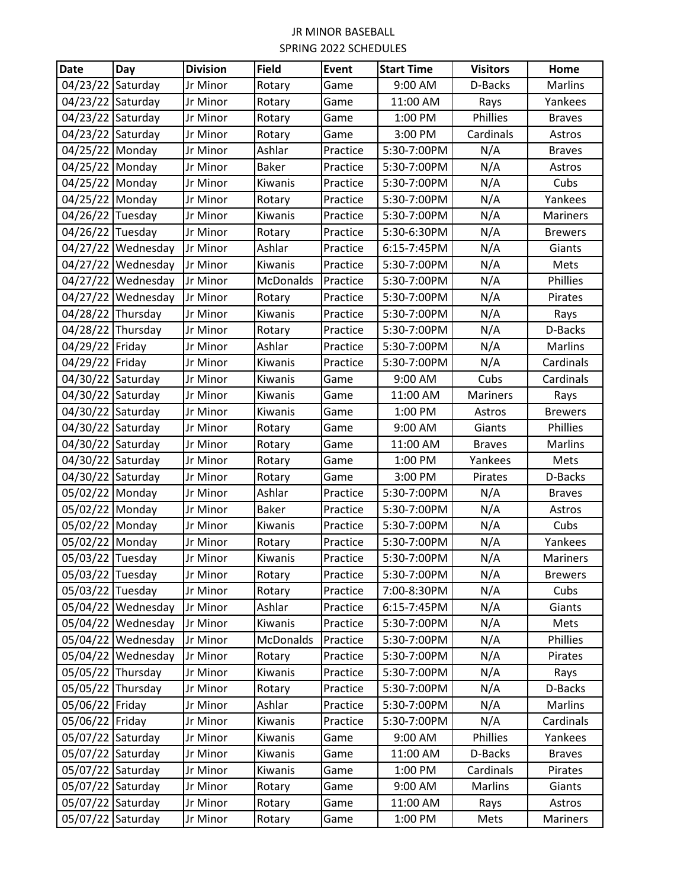# JR MINOR BASEBALL
## SPRING 2022 SCHEDULES

| Date | Day | Division | Field | Event | Start Time | Visitors | Home |
|---|---|---|---|---|---|---|---|
| 04/23/22 | Saturday | Jr Minor | Rotary | Game | 9:00 AM | D-Backs | Marlins |
| 04/23/22 | Saturday | Jr Minor | Rotary | Game | 11:00 AM | Rays | Yankees |
| 04/23/22 | Saturday | Jr Minor | Rotary | Game | 1:00 PM | Phillies | Braves |
| 04/23/22 | Saturday | Jr Minor | Rotary | Game | 3:00 PM | Cardinals | Astros |
| 04/25/22 | Monday | Jr Minor | Ashlar | Practice | 5:30-7:00PM | N/A | Braves |
| 04/25/22 | Monday | Jr Minor | Baker | Practice | 5:30-7:00PM | N/A | Astros |
| 04/25/22 | Monday | Jr Minor | Kiwanis | Practice | 5:30-7:00PM | N/A | Cubs |
| 04/25/22 | Monday | Jr Minor | Rotary | Practice | 5:30-7:00PM | N/A | Yankees |
| 04/26/22 | Tuesday | Jr Minor | Kiwanis | Practice | 5:30-7:00PM | N/A | Mariners |
| 04/26/22 | Tuesday | Jr Minor | Rotary | Practice | 5:30-6:30PM | N/A | Brewers |
| 04/27/22 | Wednesday | Jr Minor | Ashlar | Practice | 6:15-7:45PM | N/A | Giants |
| 04/27/22 | Wednesday | Jr Minor | Kiwanis | Practice | 5:30-7:00PM | N/A | Mets |
| 04/27/22 | Wednesday | Jr Minor | McDonalds | Practice | 5:30-7:00PM | N/A | Phillies |
| 04/27/22 | Wednesday | Jr Minor | Rotary | Practice | 5:30-7:00PM | N/A | Pirates |
| 04/28/22 | Thursday | Jr Minor | Kiwanis | Practice | 5:30-7:00PM | N/A | Rays |
| 04/28/22 | Thursday | Jr Minor | Rotary | Practice | 5:30-7:00PM | N/A | D-Backs |
| 04/29/22 | Friday | Jr Minor | Ashlar | Practice | 5:30-7:00PM | N/A | Marlins |
| 04/29/22 | Friday | Jr Minor | Kiwanis | Practice | 5:30-7:00PM | N/A | Cardinals |
| 04/30/22 | Saturday | Jr Minor | Kiwanis | Game | 9:00 AM | Cubs | Cardinals |
| 04/30/22 | Saturday | Jr Minor | Kiwanis | Game | 11:00 AM | Mariners | Rays |
| 04/30/22 | Saturday | Jr Minor | Kiwanis | Game | 1:00 PM | Astros | Brewers |
| 04/30/22 | Saturday | Jr Minor | Rotary | Game | 9:00 AM | Giants | Phillies |
| 04/30/22 | Saturday | Jr Minor | Rotary | Game | 11:00 AM | Braves | Marlins |
| 04/30/22 | Saturday | Jr Minor | Rotary | Game | 1:00 PM | Yankees | Mets |
| 04/30/22 | Saturday | Jr Minor | Rotary | Game | 3:00 PM | Pirates | D-Backs |
| 05/02/22 | Monday | Jr Minor | Ashlar | Practice | 5:30-7:00PM | N/A | Braves |
| 05/02/22 | Monday | Jr Minor | Baker | Practice | 5:30-7:00PM | N/A | Astros |
| 05/02/22 | Monday | Jr Minor | Kiwanis | Practice | 5:30-7:00PM | N/A | Cubs |
| 05/02/22 | Monday | Jr Minor | Rotary | Practice | 5:30-7:00PM | N/A | Yankees |
| 05/03/22 | Tuesday | Jr Minor | Kiwanis | Practice | 5:30-7:00PM | N/A | Mariners |
| 05/03/22 | Tuesday | Jr Minor | Rotary | Practice | 5:30-7:00PM | N/A | Brewers |
| 05/03/22 | Tuesday | Jr Minor | Rotary | Practice | 7:00-8:30PM | N/A | Cubs |
| 05/04/22 | Wednesday | Jr Minor | Ashlar | Practice | 6:15-7:45PM | N/A | Giants |
| 05/04/22 | Wednesday | Jr Minor | Kiwanis | Practice | 5:30-7:00PM | N/A | Mets |
| 05/04/22 | Wednesday | Jr Minor | McDonalds | Practice | 5:30-7:00PM | N/A | Phillies |
| 05/04/22 | Wednesday | Jr Minor | Rotary | Practice | 5:30-7:00PM | N/A | Pirates |
| 05/05/22 | Thursday | Jr Minor | Kiwanis | Practice | 5:30-7:00PM | N/A | Rays |
| 05/05/22 | Thursday | Jr Minor | Rotary | Practice | 5:30-7:00PM | N/A | D-Backs |
| 05/06/22 | Friday | Jr Minor | Ashlar | Practice | 5:30-7:00PM | N/A | Marlins |
| 05/06/22 | Friday | Jr Minor | Kiwanis | Practice | 5:30-7:00PM | N/A | Cardinals |
| 05/07/22 | Saturday | Jr Minor | Kiwanis | Game | 9:00 AM | Phillies | Yankees |
| 05/07/22 | Saturday | Jr Minor | Kiwanis | Game | 11:00 AM | D-Backs | Braves |
| 05/07/22 | Saturday | Jr Minor | Kiwanis | Game | 1:00 PM | Cardinals | Pirates |
| 05/07/22 | Saturday | Jr Minor | Rotary | Game | 9:00 AM | Marlins | Giants |
| 05/07/22 | Saturday | Jr Minor | Rotary | Game | 11:00 AM | Rays | Astros |
| 05/07/22 | Saturday | Jr Minor | Rotary | Game | 1:00 PM | Mets | Mariners |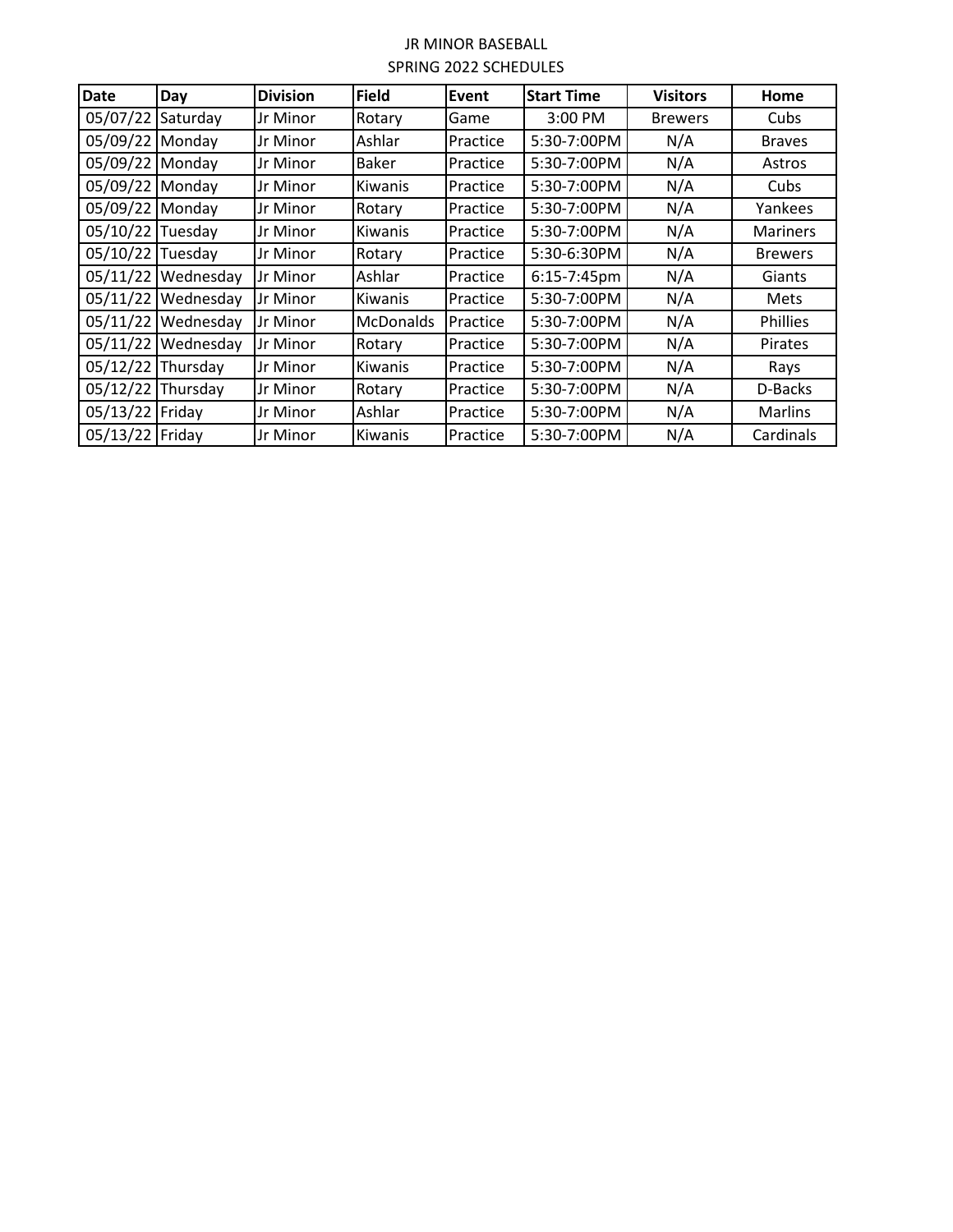JR MINOR BASEBALL
SPRING 2022 SCHEDULES

| Date | Day | Division | Field | Event | Start Time | Visitors | Home |
|---|---|---|---|---|---|---|---|
| 05/07/22 | Saturday | Jr Minor | Rotary | Game | 3:00 PM | Brewers | Cubs |
| 05/09/22 | Monday | Jr Minor | Ashlar | Practice | 5:30-7:00PM | N/A | Braves |
| 05/09/22 | Monday | Jr Minor | Baker | Practice | 5:30-7:00PM | N/A | Astros |
| 05/09/22 | Monday | Jr Minor | Kiwanis | Practice | 5:30-7:00PM | N/A | Cubs |
| 05/09/22 | Monday | Jr Minor | Rotary | Practice | 5:30-7:00PM | N/A | Yankees |
| 05/10/22 | Tuesday | Jr Minor | Kiwanis | Practice | 5:30-7:00PM | N/A | Mariners |
| 05/10/22 | Tuesday | Jr Minor | Rotary | Practice | 5:30-6:30PM | N/A | Brewers |
| 05/11/22 | Wednesday | Jr Minor | Ashlar | Practice | 6:15-7:45pm | N/A | Giants |
| 05/11/22 | Wednesday | Jr Minor | Kiwanis | Practice | 5:30-7:00PM | N/A | Mets |
| 05/11/22 | Wednesday | Jr Minor | McDonalds | Practice | 5:30-7:00PM | N/A | Phillies |
| 05/11/22 | Wednesday | Jr Minor | Rotary | Practice | 5:30-7:00PM | N/A | Pirates |
| 05/12/22 | Thursday | Jr Minor | Kiwanis | Practice | 5:30-7:00PM | N/A | Rays |
| 05/12/22 | Thursday | Jr Minor | Rotary | Practice | 5:30-7:00PM | N/A | D-Backs |
| 05/13/22 | Friday | Jr Minor | Ashlar | Practice | 5:30-7:00PM | N/A | Marlins |
| 05/13/22 | Friday | Jr Minor | Kiwanis | Practice | 5:30-7:00PM | N/A | Cardinals |